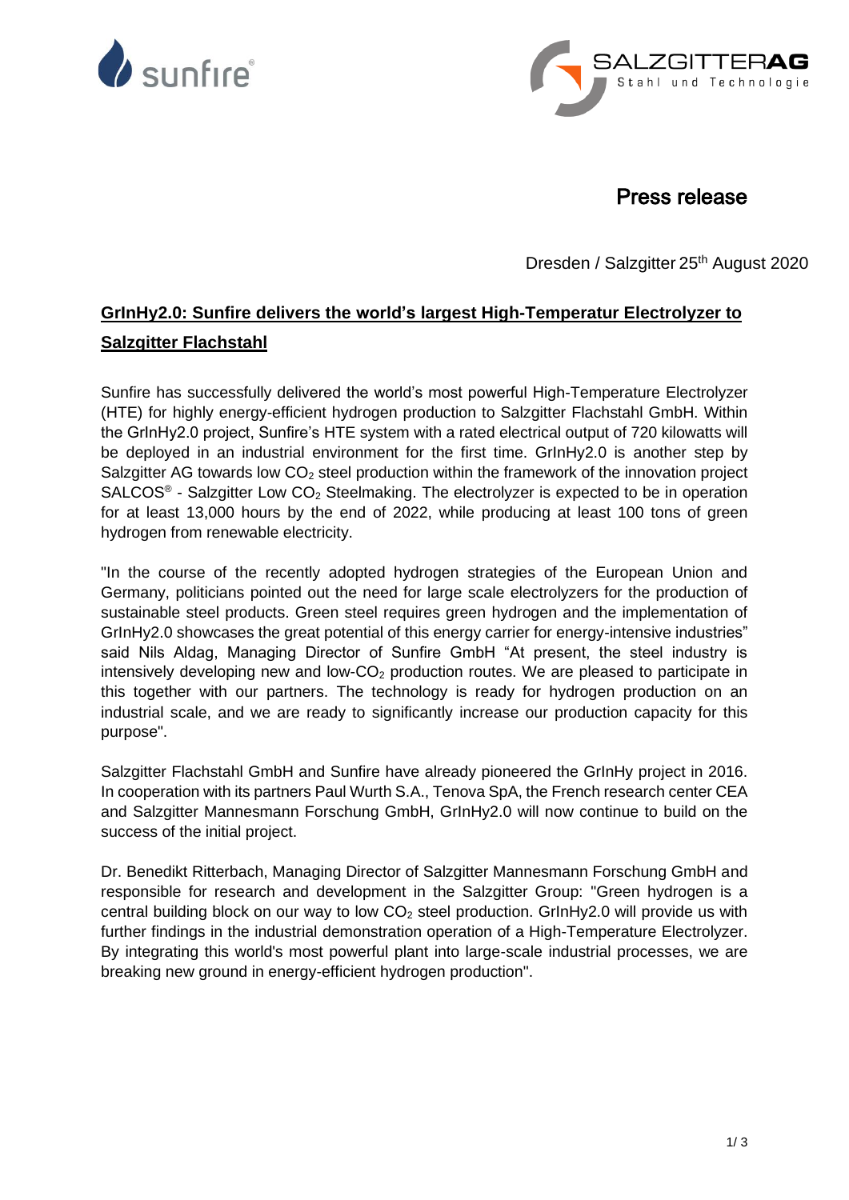Press release

Dresden / Salzgitter 25th August 2020

## GrInHy2.0: Sunfire delivers the world's largest High-Temperatur Electrolyzer to Salzgitter Flachstahl

Sunfire has successfully delivered the world's most powerful High-Temperature Electrolyzer (HTE) for highly energy-efficient hydrogen production to Salzgitter Flachstahl GmbH. Within the GrInHy2.0 project, Sunfire's HTE system with a rated electrical output of 720 kilowatts will be deployed in an industrial environment for the first time. GrInHy2.0 is another step by Salzgitter AG towards low $CO_2$ steel production within the framework of the innovation project SALCOS® - Salzgitter Low $CO_2$ Steelmaking. The electrolyzer is expected to be in operation for at least 13,000 hours by the end of 2022, while producing at least 100 tons of green hydrogen from renewable electricity.

"In the course of the recently adopted hydrogen strategies of the European Union and Germany, politicians pointed out the need for large scale electrolyzers for the production of sustainable steel products. Green steel requires green hydrogen and the implementation of GrInHy2.0 showcases the great potential of this energy carrier for energy-intensive industries" said Nils Aldag, Managing Director of Sunfire GmbH "At present, the steel industry is intensively developing new and low-$CO_2$ production routes. We are pleased to participate in this together with our partners. The technology is ready for hydrogen production on an industrial scale, and we are ready to significantly increase our production capacity for this purpose".

Salzgitter Flachstahl GmbH and Sunfire have already pioneered the GrInHy project in 2016. In cooperation with its partners Paul Wurth S.A., Tenova SpA, the French research center CEA and Salzgitter Mannesmann Forschung GmbH, GrInHy2.0 will now continue to build on the success of the initial project.

Dr. Benedikt Ritterbach, Managing Director of Salzgitter Mannesmann Forschung GmbH and responsible for research and development in the Salzgitter Group: "Green hydrogen is a central building block on our way to low $CO_2$ steel production. GrInHy2.0 will provide us with further findings in the industrial demonstration operation of a High-Temperature Electrolyzer. By integrating this world's most powerful plant into large-scale industrial processes, we are breaking new ground in energy-efficient hydrogen production".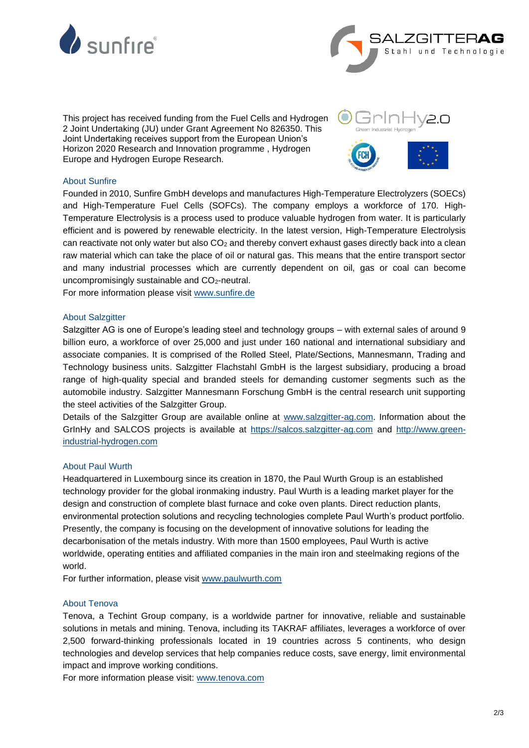This project has received funding from the Fuel Cells and Hydrogen 2 Joint Undertaking (JU) under Grant Agreement No 826350. This Joint Undertaking receives support from the European Union's Horizon 2020 Research and Innovation programme , Hydrogen Europe and Hydrogen Europe Research.

## About Sunfire

Founded in 2010, Sunfire GmbH develops and manufactures High-Temperature Electrolyzers (SOECs) and High-Temperature Fuel Cells (SOFCs). The company employs a workforce of 170. High-Temperature Electrolysis is a process used to produce valuable hydrogen from water. It is particularly efficient and is powered by renewable electricity. In the latest version, High-Temperature Electrolysis can reactivate not only water but also $CO_2$ and thereby convert exhaust gases directly back into a clean raw material which can take the place of oil or natural gas. This means that the entire transport sector and many industrial processes which are currently dependent on oil, gas or coal can become uncompromisingly sustainable and $CO_2$-neutral.
For more information please visit www.sunfire.de

## About Salzgitter

Salzgitter AG is one of Europe's leading steel and technology groups – with external sales of around 9 billion euro, a workforce of over 25,000 and just under 160 national and international subsidiary and associate companies. It is comprised of the Rolled Steel, Plate/Sections, Mannesmann, Trading and Technology business units. Salzgitter Flachstahl GmbH is the largest subsidiary, producing a broad range of high-quality special and branded steels for demanding customer segments such as the automobile industry. Salzgitter Mannesmann Forschung GmbH is the central research unit supporting the steel activities of the Salzgitter Group.
Details of the Salzgitter Group are available online at www.salzgitter-ag.com. Information about the GrInHy and SALCOS projects is available at https://salcos.salzgitter-ag.com and http://www.green-industrial-hydrogen.com

## About Paul Wurth

Headquartered in Luxembourg since its creation in 1870, the Paul Wurth Group is an established technology provider for the global ironmaking industry. Paul Wurth is a leading market player for the design and construction of complete blast furnace and coke oven plants. Direct reduction plants, environmental protection solutions and recycling technologies complete Paul Wurth's product portfolio. Presently, the company is focusing on the development of innovative solutions for leading the decarbonisation of the metals industry. With more than 1500 employees, Paul Wurth is active worldwide, operating entities and affiliated companies in the main iron and steelmaking regions of the world.
For further information, please visit www.paulwurth.com

## About Tenova

Tenova, a Techint Group company, is a worldwide partner for innovative, reliable and sustainable solutions in metals and mining. Tenova, including its TAKRAF affiliates, leverages a workforce of over 2,500 forward-thinking professionals located in 19 countries across 5 continents, who design technologies and develop services that help companies reduce costs, save energy, limit environmental impact and improve working conditions.
For more information please visit: www.tenova.com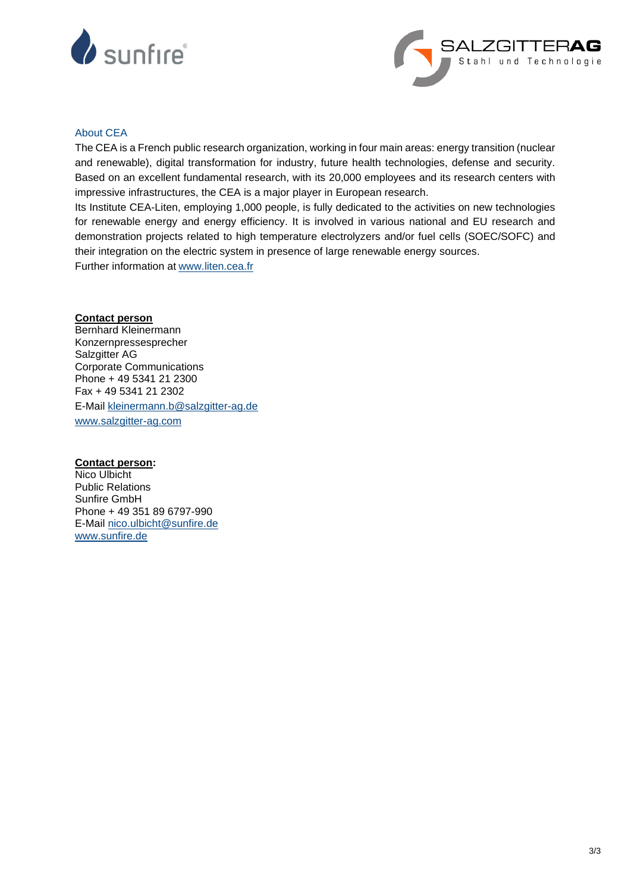## About CEA

The CEA is a French public research organization, working in four main areas: energy transition (nuclear and renewable), digital transformation for industry, future health technologies, defense and security. Based on an excellent fundamental research, with its 20,000 employees and its research centers with impressive infrastructures, the CEA is a major player in European research.

Its Institute CEA-Liten, employing 1,000 people, is fully dedicated to the activities on new technologies for renewable energy and energy efficiency. It is involved in various national and EU research and demonstration projects related to high temperature electrolyzers and/or fuel cells (SOEC/SOFC) and their integration on the electric system in presence of large renewable energy sources.

Further information at www.liten.cea.fr

**Contact person**

Bernhard Kleinermann
Konzernpressesprecher
Salzgitter AG
Corporate Communications
Phone + 49 5341 21 2300
Fax + 49 5341 21 2302
E-Mail kleinermann.b@salzgitter-ag.de
www.salzgitter-ag.com

**Contact person:**

Nico Ulbicht
Public Relations
Sunfire GmbH
Phone + 49 351 89 6797-990
E-Mail nico.ulbicht@sunfire.de
www.sunfire.de